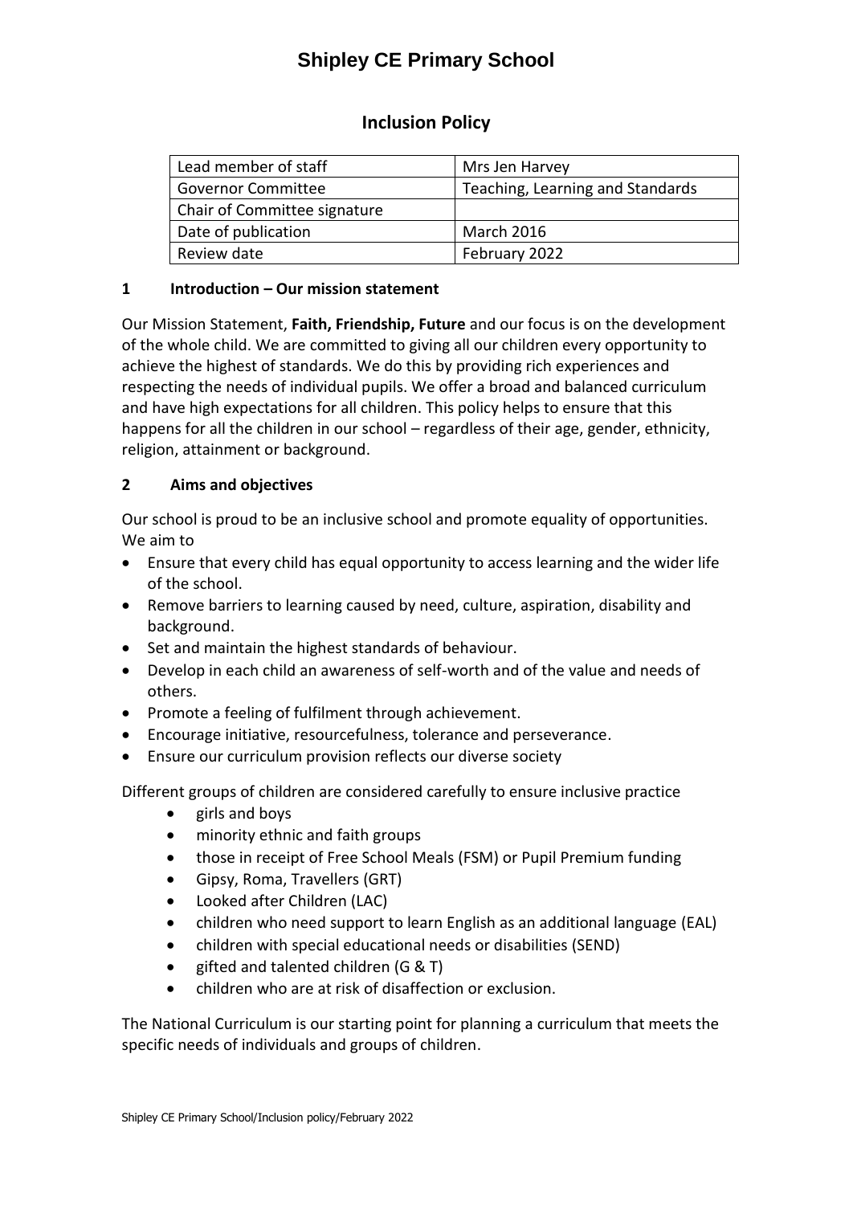# Shipley CE Primary School

## Inclusion Policy

| Lead member of staff | Mrs Jen Harvey |
|---|---|
| Governor Committee | Teaching, Learning and Standards |
| Chair of Committee signature | |
| Date of publication | March 2016 |
| Review date | February 2022 |

### 1 Introduction – Our mission statement

Our Mission Statement, **Faith, Friendship, Future** and our focus is on the development of the whole child. We are committed to giving all our children every opportunity to achieve the highest of standards. We do this by providing rich experiences and respecting the needs of individual pupils. We offer a broad and balanced curriculum and have high expectations for all children. This policy helps to ensure that this happens for all the children in our school – regardless of their age, gender, ethnicity, religion, attainment or background.

### 2 Aims and objectives

Our school is proud to be an inclusive school and promote equality of opportunities. We aim to

- Ensure that every child has equal opportunity to access learning and the wider life of the school.
- Remove barriers to learning caused by need, culture, aspiration, disability and background.
- Set and maintain the highest standards of behaviour.
- Develop in each child an awareness of self-worth and of the value and needs of others.
- Promote a feeling of fulfilment through achievement.
- Encourage initiative, resourcefulness, tolerance and perseverance.
- Ensure our curriculum provision reflects our diverse society

Different groups of children are considered carefully to ensure inclusive practice

- girls and boys
- minority ethnic and faith groups
- those in receipt of Free School Meals (FSM) or Pupil Premium funding
- Gipsy, Roma, Travellers (GRT)
- Looked after Children (LAC)
- children who need support to learn English as an additional language (EAL)
- children with special educational needs or disabilities (SEND)
- gifted and talented children (G & T)
- children who are at risk of disaffection or exclusion.

The National Curriculum is our starting point for planning a curriculum that meets the specific needs of individuals and groups of children.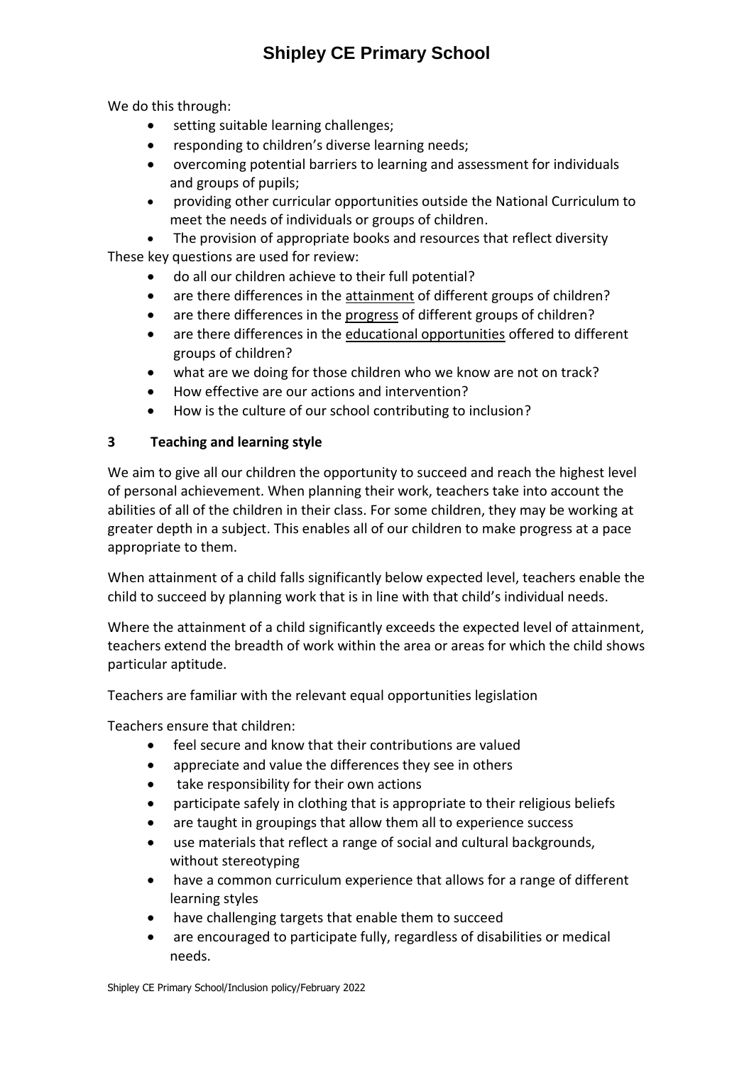We do this through:

- setting suitable learning challenges;
- responding to children's diverse learning needs;
- overcoming potential barriers to learning and assessment for individuals and groups of pupils;
- providing other curricular opportunities outside the National Curriculum to meet the needs of individuals or groups of children.
- The provision of appropriate books and resources that reflect diversity

These key questions are used for review:

- do all our children achieve to their full potential?
- are there differences in the <u>attainment</u> of different groups of children?
- are there differences in the <u>progress</u> of different groups of children?
- are there differences in the <u>educational opportunities</u> offered to different groups of children?
- what are we doing for those children who we know are not on track?
- How effective are our actions and intervention?
- How is the culture of our school contributing to inclusion?

## 3 Teaching and learning style

We aim to give all our children the opportunity to succeed and reach the highest level of personal achievement. When planning their work, teachers take into account the abilities of all of the children in their class. For some children, they may be working at greater depth in a subject. This enables all of our children to make progress at a pace appropriate to them.

When attainment of a child falls significantly below expected level, teachers enable the child to succeed by planning work that is in line with that child's individual needs.

Where the attainment of a child significantly exceeds the expected level of attainment, teachers extend the breadth of work within the area or areas for which the child shows particular aptitude.

Teachers are familiar with the relevant equal opportunities legislation

Teachers ensure that children:

- feel secure and know that their contributions are valued
- appreciate and value the differences they see in others
- take responsibility for their own actions
- participate safely in clothing that is appropriate to their religious beliefs
- are taught in groupings that allow them all to experience success
- use materials that reflect a range of social and cultural backgrounds, without stereotyping
- have a common curriculum experience that allows for a range of different learning styles
- have challenging targets that enable them to succeed
- are encouraged to participate fully, regardless of disabilities or medical needs.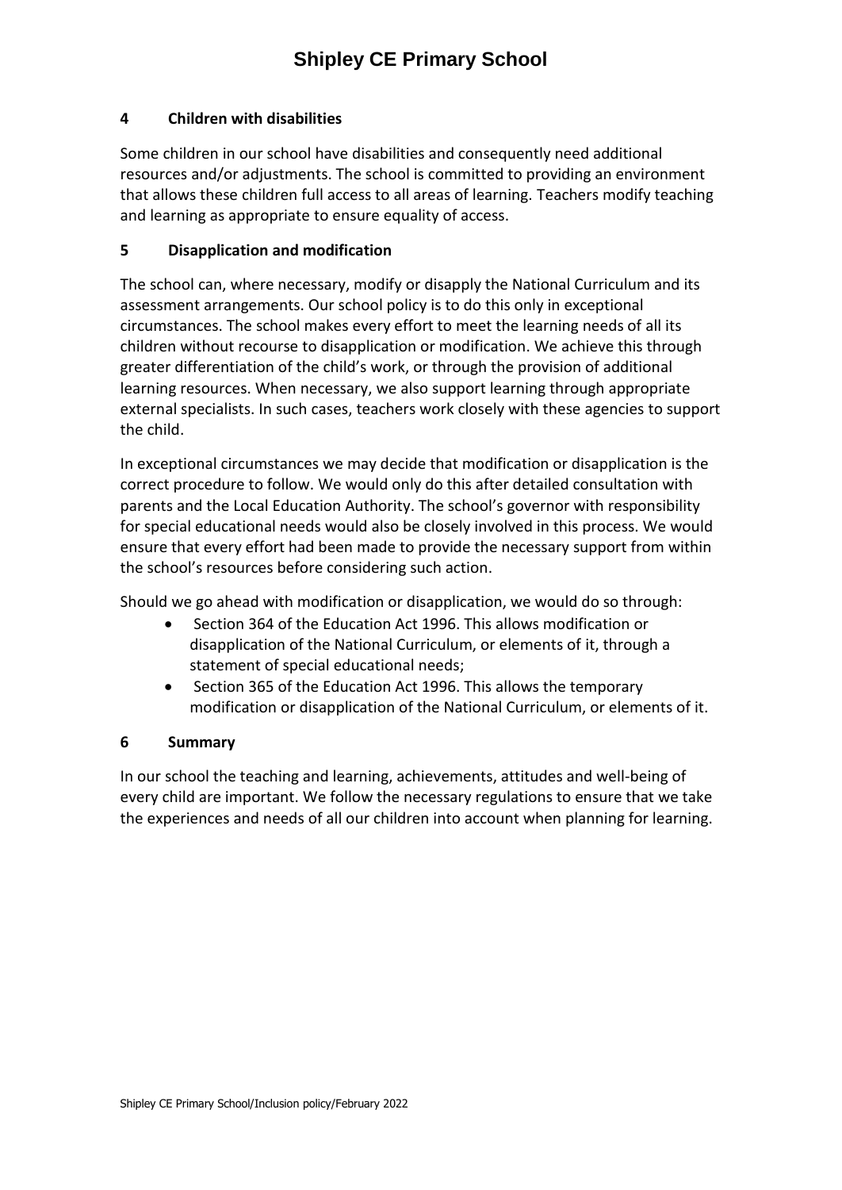## 4 Children with disabilities

Some children in our school have disabilities and consequently need additional resources and/or adjustments. The school is committed to providing an environment that allows these children full access to all areas of learning. Teachers modify teaching and learning as appropriate to ensure equality of access.

## 5 Disapplication and modification

The school can, where necessary, modify or disapply the National Curriculum and its assessment arrangements. Our school policy is to do this only in exceptional circumstances. The school makes every effort to meet the learning needs of all its children without recourse to disapplication or modification. We achieve this through greater differentiation of the child's work, or through the provision of additional learning resources. When necessary, we also support learning through appropriate external specialists. In such cases, teachers work closely with these agencies to support the child.

In exceptional circumstances we may decide that modification or disapplication is the correct procedure to follow. We would only do this after detailed consultation with parents and the Local Education Authority. The school's governor with responsibility for special educational needs would also be closely involved in this process. We would ensure that every effort had been made to provide the necessary support from within the school's resources before considering such action.

Should we go ahead with modification or disapplication, we would do so through:

- Section 364 of the Education Act 1996. This allows modification or disapplication of the National Curriculum, or elements of it, through a statement of special educational needs;
- Section 365 of the Education Act 1996. This allows the temporary modification or disapplication of the National Curriculum, or elements of it.

## 6 Summary

In our school the teaching and learning, achievements, attitudes and well-being of every child are important. We follow the necessary regulations to ensure that we take the experiences and needs of all our children into account when planning for learning.